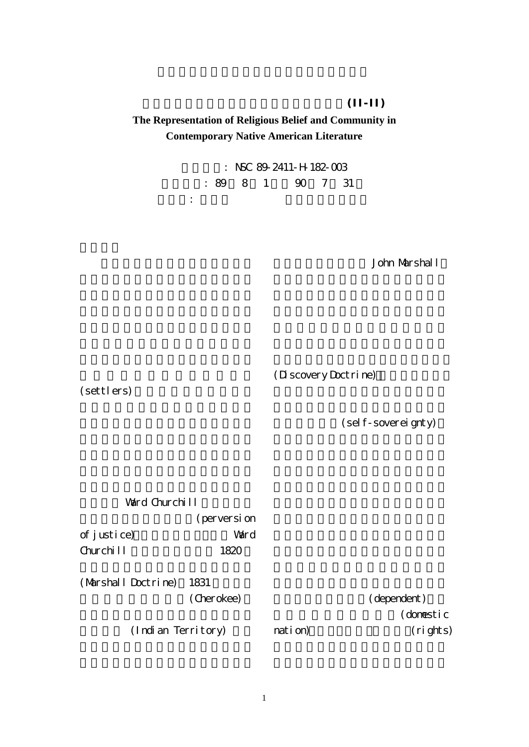**(II-II)**

**The Representation of Religious Belief and Community in Contemporary Native American Literature**

: NSC 89-2411-H-182-003

: 89 8 1 90 7 31

:

(settlers)

Ward Churchill (perversion of justice) Ward Churchill 1820

(Marshall Doctrine) 1831 (Cherokee)

(Indian Territory)

John Marshall

(Discovery Doctrine)

(self-sovereignty)

(dependent) (domestic nation) (rights)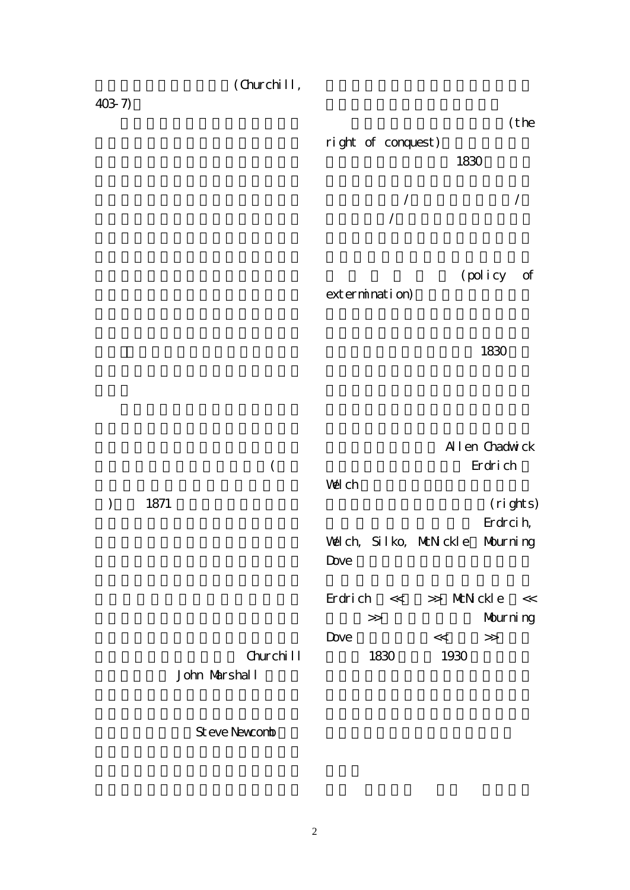(Churchill, 403-7)

(

) 1871

Churchill

John Marshall

Steve Newcomb

(the right of conquest)

1830

/ /

/

(policy of extermination)

1830

Allen Chadwick

Erdrich

Welch

(rights)

Erdrcih, Welch, Silko, McNickle Mourning Dove

Erdrich << >> McNickle << >> Mourning Dove << >>

1830 1930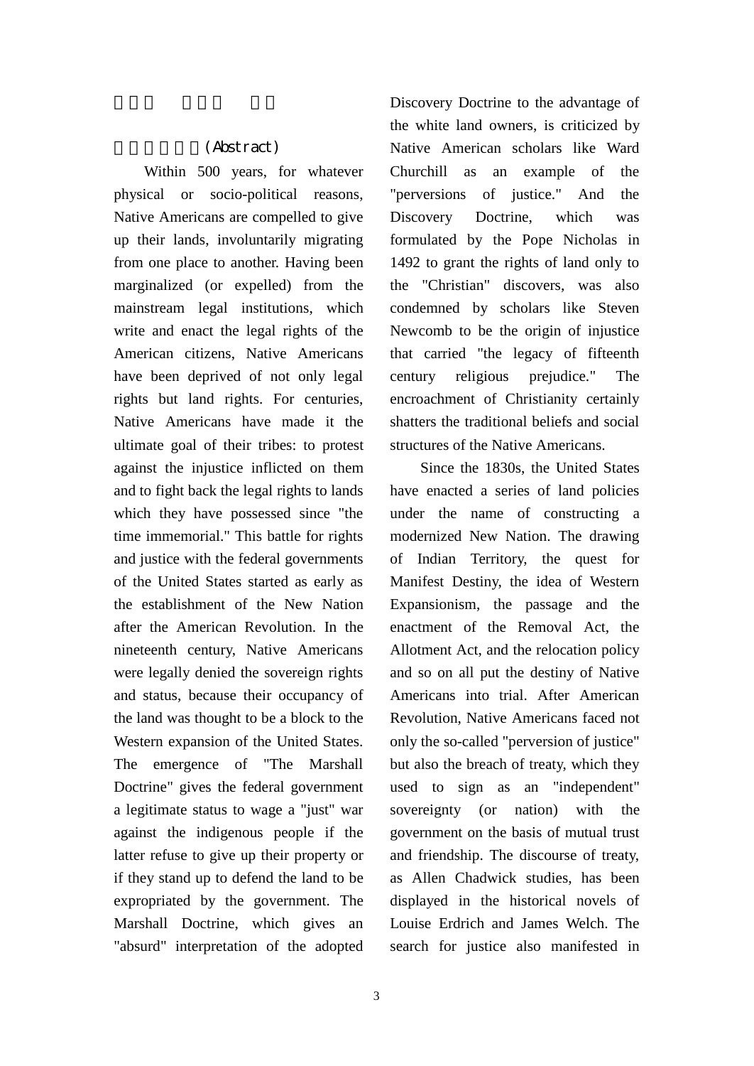## (Abstract)

Within 500 years, for whatever physical or socio-political reasons, Native Americans are compelled to give up their lands, involuntarily migrating from one place to another. Having been marginalized (or expelled) from the mainstream legal institutions, which write and enact the legal rights of the American citizens, Native Americans have been deprived of not only legal rights but land rights. For centuries, Native Americans have made it the ultimate goal of their tribes: to protest against the injustice inflicted on them and to fight back the legal rights to lands which they have possessed since "the time immemorial." This battle for rights and justice with the federal governments of the United States started as early as the establishment of the New Nation after the American Revolution. In the nineteenth century, Native Americans were legally denied the sovereign rights and status, because their occupancy of the land was thought to be a block to the Western expansion of the United States. The emergence of "The Marshall Doctrine" gives the federal government a legitimate status to wage a "just" war against the indigenous people if the latter refuse to give up their property or if they stand up to defend the land to be expropriated by the government. The Marshall Doctrine, which gives an "absurd" interpretation of the adopted Discovery Doctrine to the advantage of the white land owners, is criticized by Native American scholars like Ward Churchill as an example of the "perversions of justice." And the Discovery Doctrine, which was formulated by the Pope Nicholas in 1492 to grant the rights of land only to the "Christian" discovers, was also condemned by scholars like Steven Newcomb to be the origin of injustice that carried "the legacy of fifteenth century religious prejudice." The encroachment of Christianity certainly shatters the traditional beliefs and social structures of the Native Americans.

Since the 1830s, the United States have enacted a series of land policies under the name of constructing a modernized New Nation. The drawing of Indian Territory, the quest for Manifest Destiny, the idea of Western Expansionism, the passage and the enactment of the Removal Act, the Allotment Act, and the relocation policy and so on all put the destiny of Native Americans into trial. After American Revolution, Native Americans faced not only the so-called "perversion of justice" but also the breach of treaty, which they used to sign as an "independent" sovereignty (or nation) with the government on the basis of mutual trust and friendship. The discourse of treaty, as Allen Chadwick studies, has been displayed in the historical novels of Louise Erdrich and James Welch. The search for justice also manifested in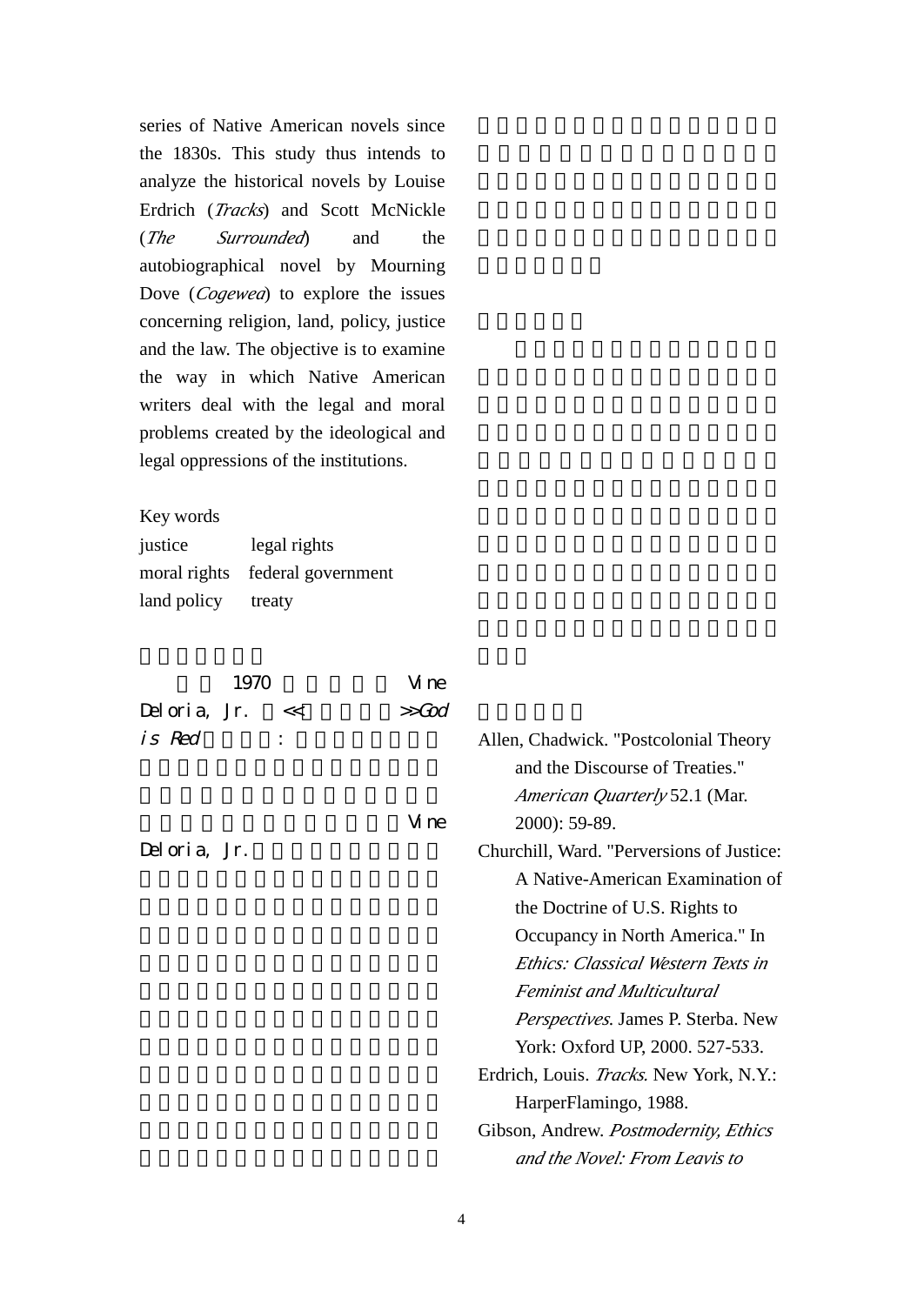series of Native American novels since the 1830s. This study thus intends to analyze the historical novels by Louise Erdrich (*Tracks*) and Scott McNickle (*The Surrounded*) and the autobiographical novel by Mourning Dove (*Cogewea*) to explore the issues concerning religion, land, policy, justice and the law. The objective is to examine the way in which Native American writers deal with the legal and moral problems created by the ideological and legal oppressions of the institutions.

Key words

| | |
|---|---|
| justice | legal rights |
| moral rights | federal government |
| land policy | treaty |

1970 Vine Deloria, Jr. << >>*God is Red* :

Vine Deloria, Jr.

Allen, Chadwick. "Postcolonial Theory and the Discourse of Treaties." *American Quarterly* 52.1 (Mar. 2000): 59-89.

Churchill, Ward. "Perversions of Justice: A Native-American Examination of the Doctrine of U.S. Rights to Occupancy in North America." In *Ethics: Classical Western Texts in Feminist and Multicultural Perspectives*. James P. Sterba. New York: Oxford UP, 2000. 527-533.

Erdrich, Louis. *Tracks*. New York, N.Y.: HarperFlamingo, 1988.

Gibson, Andrew. *Postmodernity, Ethics and the Novel: From Leavis to*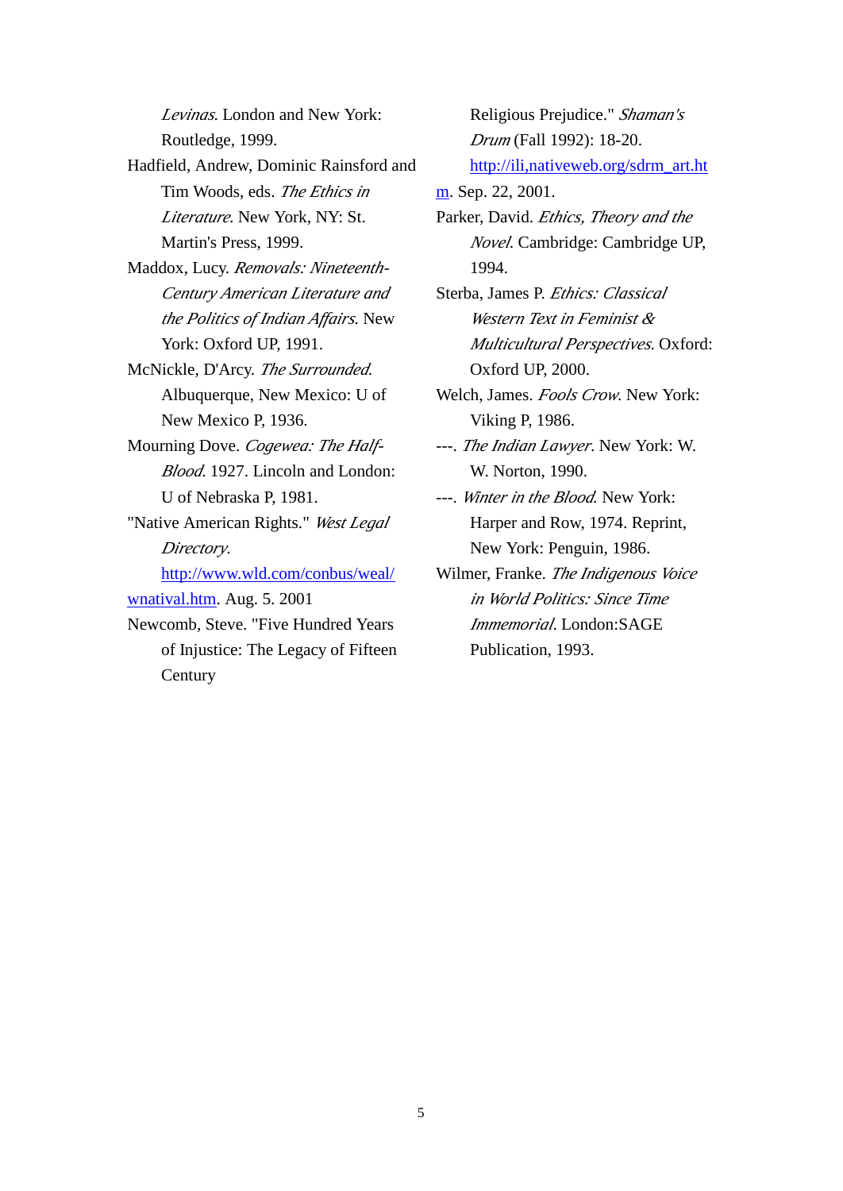*Levinas*. London and New York: Routledge, 1999.

Hadfield, Andrew, Dominic Rainsford and Tim Woods, eds. *The Ethics in Literature*. New York, NY: St. Martin's Press, 1999.

Maddox, Lucy. *Removals: Nineteenth-Century American Literature and the Politics of Indian Affairs*. New York: Oxford UP, 1991.

McNickle, D'Arcy. *The Surrounded*. Albuquerque, New Mexico: U of New Mexico P, 1936.

Mourning Dove. *Cogewea: The Half-Blood*. 1927. Lincoln and London: U of Nebraska P, 1981.

"Native American Rights." *West Legal Directory*. http://www.wld.com/conbus/weal/wnatival.htm. Aug. 5. 2001

Newcomb, Steve. "Five Hundred Years of Injustice: The Legacy of Fifteen Century Religious Prejudice." *Shaman's Drum* (Fall 1992): 18-20. http://ili,nativeweb.org/sdrm_art.htm. Sep. 22, 2001.

Parker, David. *Ethics, Theory and the Novel*. Cambridge: Cambridge UP, 1994.

Sterba, James P. *Ethics: Classical Western Text in Feminist & Multicultural Perspectives*. Oxford: Oxford UP, 2000.

Welch, James. *Fools Crow*. New York: Viking P, 1986.

---. *The Indian Lawyer*. New York: W. W. Norton, 1990.

---. *Winter in the Blood*. New York: Harper and Row, 1974. Reprint, New York: Penguin, 1986.

Wilmer, Franke. *The Indigenous Voice in World Politics: Since Time Immemorial*. London:SAGE Publication, 1993.